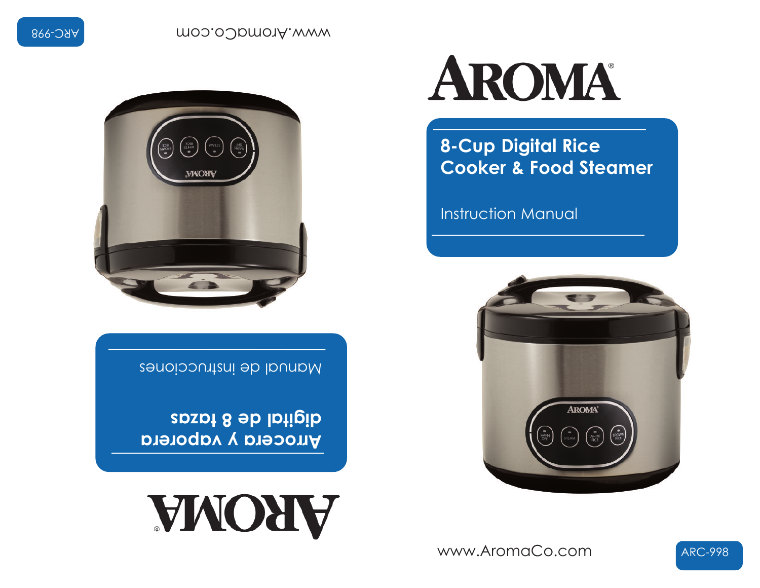# AROMA®

## 8-Cup Digital Rice Cooker & Food Steamer

Instruction Manual

www.AromaCo.com

ARC-998

# AROMA®

## Arrocera y vaporera digital de 8 tazas

Manual de instrucciones

www.AromaCo.com

ARC-998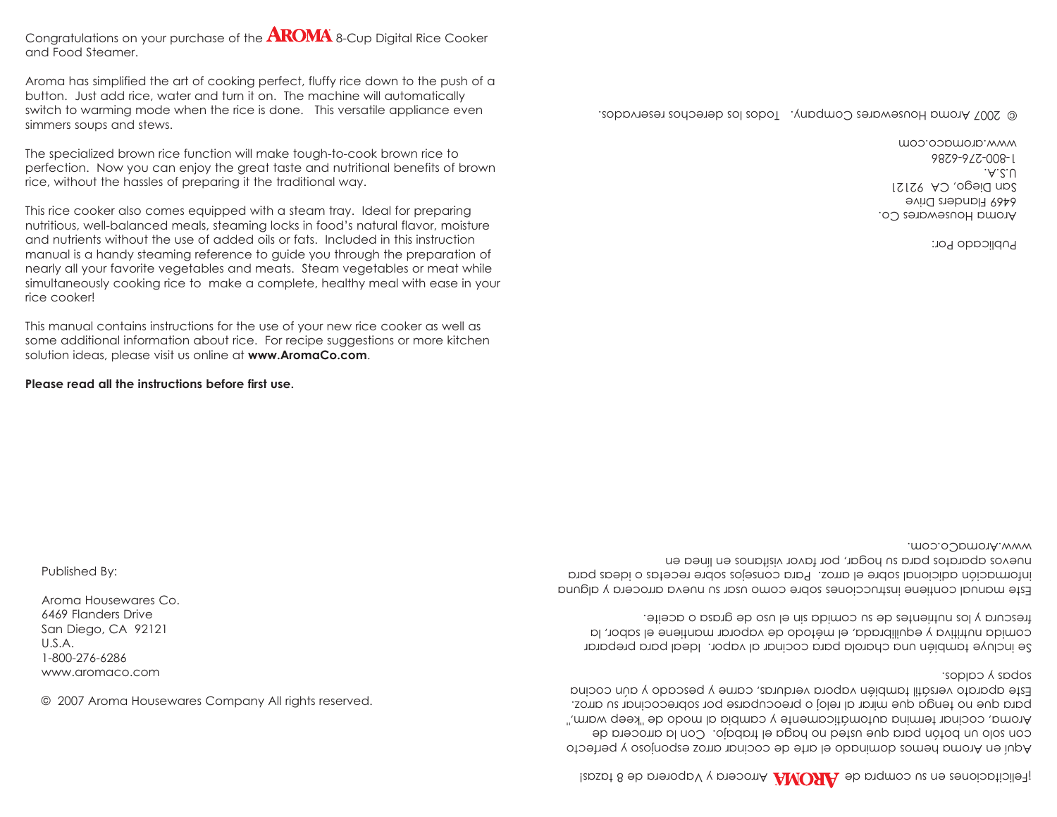Congratulations on your purchase of the AROMA 8-Cup Digital Rice Cooker and Food Steamer.

Aroma has simplified the art of cooking perfect, fluffy rice down to the push of a button. Just add rice, water and turn it on. The machine will automatically switch to warming mode when the rice is done. This versatile appliance even simmers soups and stews.

The specialized brown rice function will make tough-to-cook brown rice to perfection. Now you can enjoy the great taste and nutritional benefits of brown rice, without the hassles of preparing it the traditional way.

This rice cooker also comes equipped with a steam tray. Ideal for preparing nutritious, well-balanced meals, steaming locks in food's natural flavor, moisture and nutrients without the use of added oils or fats. Included in this instruction manual is a handy steaming reference to guide you through the preparation of nearly all your favorite vegetables and meats. Steam vegetables or meat while simultaneously cooking rice to make a complete, healthy meal with ease in your rice cooker!

This manual contains instructions for the use of your new rice cooker as well as some additional information about rice. For recipe suggestions or more kitchen solution ideas, please visit us online at **www.AromaCo.com**.

**Please read all the instructions before first use.**

Published By:

Aroma Housewares Co.
6469 Flanders Drive
San Diego, CA 92121
U.S.A.
1-800-276-6286
www.aromaco.com

© 2007 Aroma Housewares Company All rights reserved.

¡Felicitaciones en su compra de AROMA Arrocera y Vaporera de 8 tazas!

Aquí en Aroma hemos dominado el arte de cocinar arroz esponjoso y perfecto con solo un botón para que usted no haga el trabajo. Con la arrocera de Aroma, cocinar termina automáticamente y cambia al modo de "keep warm," para que no tenga que mirar al reloj o preocuparse por sobrecocinar su arroz. Este aparato versátil también vapora verduras, carne y pescado y aún cocina sopas y caldos.

Se incluye también una charola para cocinar al vapor. Ideal para preparar comida nutritiva y equilibrada, el método de vaporar mantiene el sabor, la frescura y los nutrientes de su comida sin el uso de grasa o aceite.

Este manual contiene instrucciones sobre como usar su nueva arrocera y alguna información adicional sobre el arroz. Para consejos sobre recetas o ideas para nuevos aparatos para su hogar, por favor visítanos en línea en www.AromaCo.com.

Publicado Por:

Aroma Housewares Co.
6469 Flanders Drive
San Diego, CA 92121
U.S.A.
1-800-276-6286
www.aromaco.com

© 2007 Aroma Housewares Company. Todos los derechos reservados.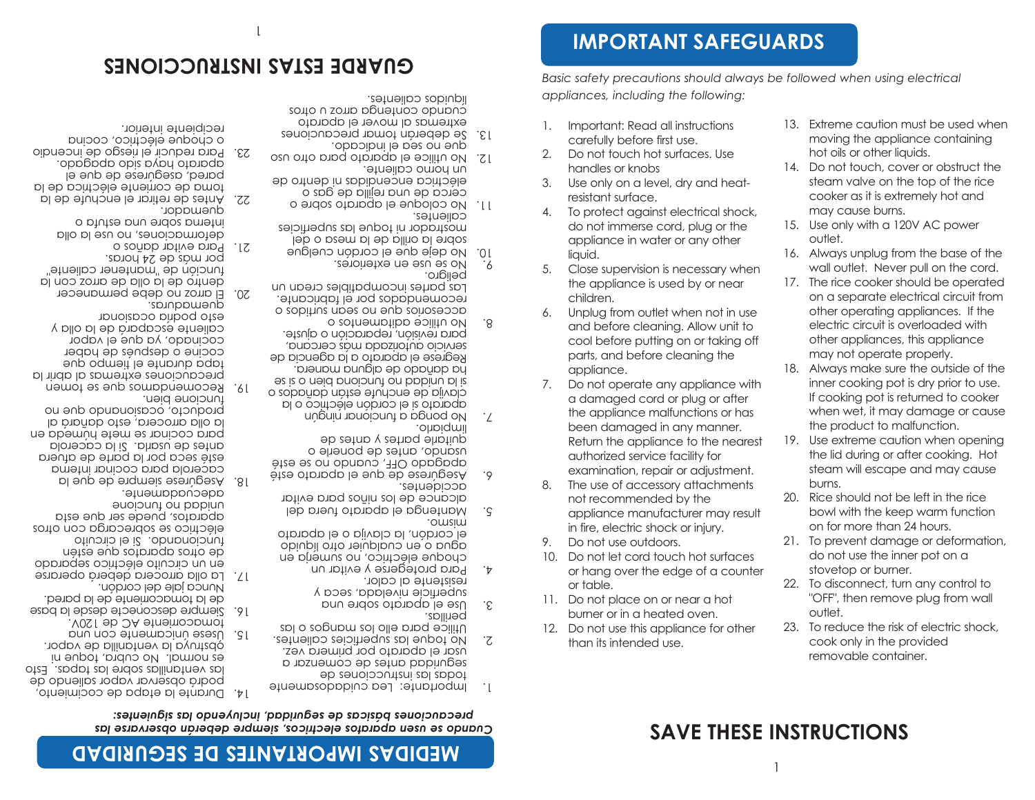# MEDIDAS IMPORTANTES DE SEGURIDAD

***Cuando se usan aparatos eléctricos, siempre deberán observarse las precauciones básicas de seguridad, incluyendo las siguientes:***

1. Importante: Lea cuidadosamente todas las instrucciones de seguridad antes de comenzar a usar el aparato por primera vez.
2. No toque las superficies calientes. Utilice para ello los mangos o las perillas.
3. Use el aparato sobre una superficie nivelada, seca y resistente al calor.
4. Para protegerse y evitar un choque eléctrico, no sumerja en agua o en cualquier otro líquido el cordón, la clavija o el aparato mismo.
5. Mantenga el aparato fuera del alcance de los niños para evitar accidentes.
6. Asegúrese de que el aparato esté apagado OFF, cuando no se esté usando, antes de ponerle o quitarle partes y antes de limpiarlo.
7. No ponga a funcionar ningún aparato si el cordón eléctrico o la clavija de enchufe están dañados o si la unidad no funciona bien o si se ha dañado de alguna manera. Regrese el aparato a la agencia de servicio autorizada más cercana, para revisión, reparación o ajuste.
8. No utilice aditamentos o accesorios que no sean surtidos o recomendados por el fabricante. Las partes incompatibles crean un peligro.
9. No se use en exteriores.
10. No deje que el cordón cuelgue sobre la orilla de la mesa o del mostrador ni toque las superficies calientes.
11. No coloque el aparato sobre o cerca de una rejilla de gas o eléctrica encendidas ni dentro de un horno caliente.
12. No utilice el aparato para otro uso que no sea el indicado.
13. Se deberán tomar precauciones extremas al mover el aparato cuando contenga arroz u otros líquidos calientes.
14. Durante la etapa de cocimiento, podrá observar vapor saliendo de las ventanillas sobre las tapas. Esto es normal. No cubra, toque ni obstruya la ventanilla de vapor.
15. Úsese únicamente con una tomacorriente AC de 120V.
16. Siempre desconecte desde la base de la tomacorriente de la pared. Nunca jale del cordón.
17. La olla arrocera deberá operarse en un circuito eléctrico separado de otros aparatos que estén funcionando. Si el circuito eléctrico se sobrecarga con otros aparatos, puede ser que esta unidad no funcione adecuadamente.
18. Asegúrese siempre de que la cacerola para cocinar interna esté seca por la parte de afuera antes de usarla. Si la cacerola para cocinar se mete húmeda en la olla arrocera, esto dañará al producto, ocasionando que no funcione bien.
19. Recomendamos que se tomen precauciones extremas al abrir la tapa durante el tiempo que cocine o después de haber cocinado, ya que el vapor caliente escapará de la olla y esto podría ocasionar quemaduras.
20. El arroz no debe permanecer dentro de la olla de arroz con la función de "mantener caliente" por más de 24 horas.
21. Para evitar daños o deformaciones, no use la olla interna sobre una estufa o quemador.
22. Antes de retirar el enchufe de la toma de corriente eléctrica de la pared, asegúrese de que el aparato haya sido apagado.
23. Para reducir el riesgo de incendio o choque eléctrico, cocina recipiente interior.

# GUARDE ESTAS INSTRUCCIONES

# IMPORTANT SAFEGUARDS

*Basic safety precautions should always be followed when using electrical appliances, including the following:*

1. Important: Read all instructions carefully before first use.
2. Do not touch hot surfaces. Use handles or knobs
3. Use only on a level, dry and heat-resistant surface.
4. To protect against electrical shock, do not immerse cord, plug or the appliance in water or any other liquid.
5. Close supervision is necessary when the appliance is used by or near children.
6. Unplug from outlet when not in use and before cleaning. Allow unit to cool before putting on or taking off parts, and before cleaning the appliance.
7. Do not operate any appliance with a damaged cord or plug or after the appliance malfunctions or has been damaged in any manner. Return the appliance to the nearest authorized service facility for examination, repair or adjustment.
8. The use of accessory attachments not recommended by the appliance manufacturer may result in fire, electric shock or injury.
9. Do not use outdoors.
10. Do not let cord touch hot surfaces or hang over the edge of a counter or table.
11. Do not place on or near a hot burner or in a heated oven.
12. Do not use this appliance for other than its intended use.
13. Extreme caution must be used when moving the appliance containing hot oils or other liquids.
14. Do not touch, cover or obstruct the steam valve on the top of the rice cooker as it is extremely hot and may cause burns.
15. Use only with a 120V AC power outlet.
16. Always unplug from the base of the wall outlet. Never pull on the cord.
17. The rice cooker should be operated on a separate electrical circuit from other operating appliances. If the electric circuit is overloaded with other appliances, this appliance may not operate properly.
18. Always make sure the outside of the inner cooking pot is dry prior to use. If cooking pot is returned to cooker when wet, it may damage or cause the product to malfunction.
19. Use extreme caution when opening the lid during or after cooking. Hot steam will escape and may cause burns.
20. Rice should not be left in the rice bowl with the keep warm function on for more than 24 hours.
21. To prevent damage or deformation, do not use the inner pot on a stovetop or burner.
22. To disconnect, turn any control to "OFF", then remove plug from wall outlet.
23. To reduce the risk of electric shock, cook only in the provided removable container.

# SAVE THESE INSTRUCTIONS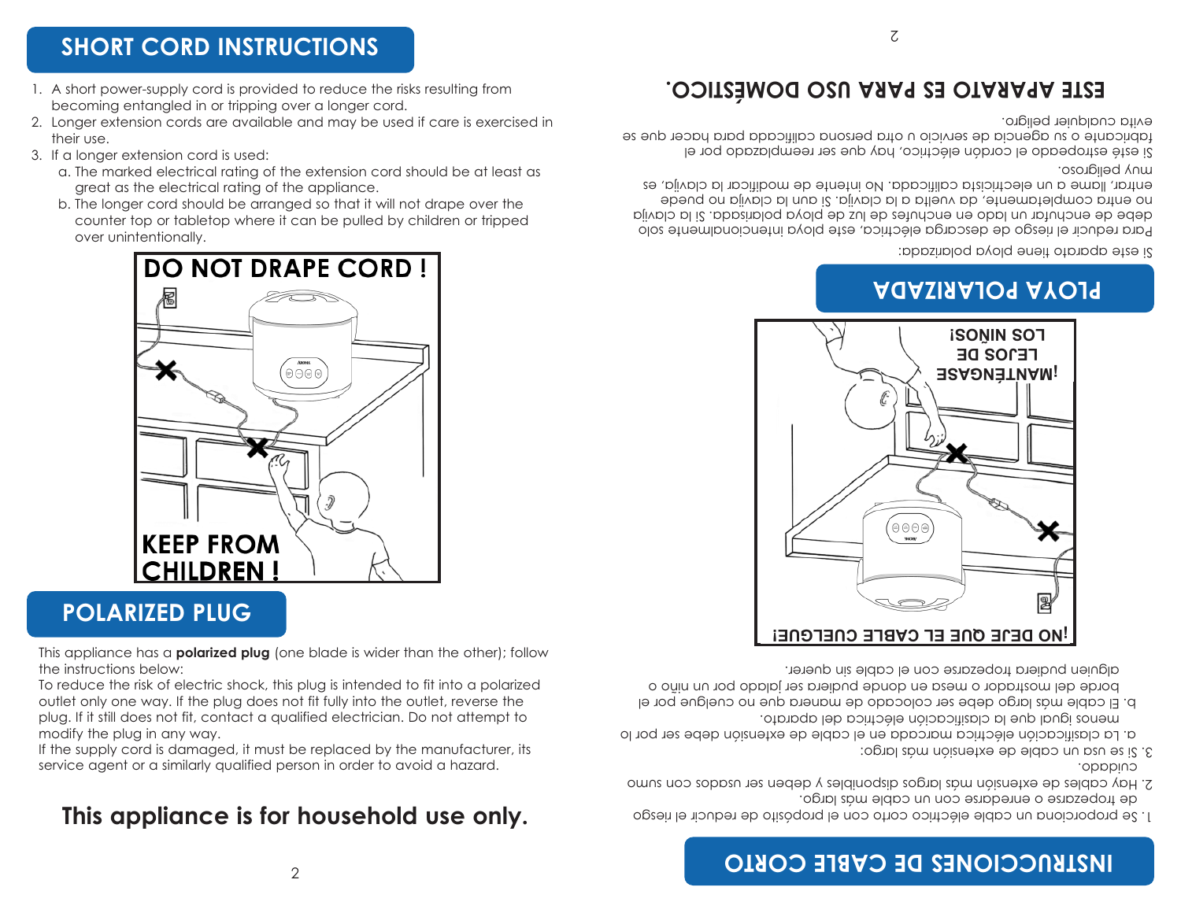## SHORT CORD INSTRUCTIONS

1. A short power-supply cord is provided to reduce the risks resulting from becoming entangled in or tripping over a longer cord.
2. Longer extension cords are available and may be used if care is exercised in their use.
3. If a longer extension cord is used:
   a. The marked electrical rating of the extension cord should be at least as great as the electrical rating of the appliance.
   b. The longer cord should be arranged so that it will not drape over the counter top or tabletop where it can be pulled by children or tripped over unintentionally.

DO NOT DRAPE CORD !

KEEP FROM CHILDREN !

## POLARIZED PLUG

This appliance has a **polarized plug** (one blade is wider than the other); follow the instructions below:
To reduce the risk of electric shock, this plug is intended to fit into a polarized outlet only one way. If the plug does not fit fully into the outlet, reverse the plug. If it still does not fit, contact a qualified electrician. Do not attempt to modify the plug in any way.
If the supply cord is damaged, it must be replaced by the manufacturer, its service agent or a similarly qualified person in order to avoid a hazard.

### This appliance is for household use only.

## INSTRUCCIONES DE CABLE CORTO

1. Se proporciona un cable eléctrico corto con el propósito de reducir el riesgo de tropezarse o enredarse con un cable más largo.
2. Hay cables de extensión más largos disponibles y deben ser usados con sumo cuidado.
3. Si se usa un cable de extensión más largo:
   a. La clasificación eléctrica marcada en el cable de extensión debe ser por lo menos igual que la clasificación eléctrica del aparato.
   b. El cable más largo debe ser colocado de manera que no cuelgue por el borde del mostrador o mesa en donde pudiera ser jalado por un niño o alguien pudiera tropezarse con el cable sin querer.

¡NO DEJE QUE EL CABLE CUELGUE!

¡MANTÉNGASE LEJOS DE LOS NIÑOS!

## PLOYA POLARIZADA

Si este aparato tiene ploya polarizada:
Para reducir el riesgo de descarga eléctrica, este ploya intencionalmente solo debe de enchufar un lado en enchufes de luz de ploya polarizada. Si la clavija no entra completamente, da vuelta a la clavija. Si aun la clavija no puede entrar, llame a un electricista calificada. No intente de modificar la clavija, es muy peligroso.
Si esté estropeado el cordón eléctrico, hay que ser reemplazado por el fabricante o su agencia de servicio u otra persona calificada para hacer que se evita cualquier peligro.

### ESTE APARATO ES PARA USO DOMÉSTICO.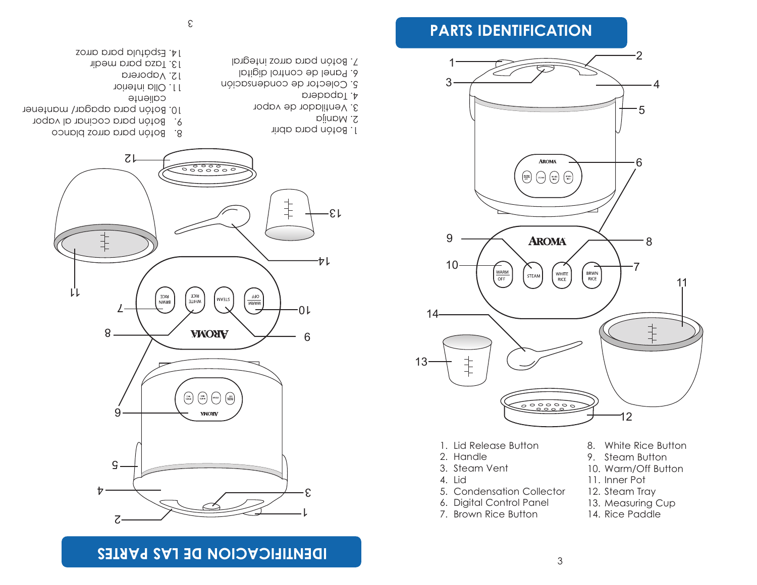## PARTS IDENTIFICATION

1. Lid Release Button
2. Handle
3. Steam Vent
4. Lid
5. Condensation Collector
6. Digital Control Panel
7. Brown Rice Button
8. White Rice Button
9. Steam Button
10. Warm/Off Button
11. Inner Pot
12. Steam Tray
13. Measuring Cup
14. Rice Paddle

## IDENTIFICACION DE LAS PARTES

1. Botón para abrir
2. Manija
3. Ventilador de vapor
4. Tapadera
5. Colector de condensación
6. Panel de control digital
7. Botón para arroz integral
8. Botón para arroz blanco
9. Botón para cocinar al vapor
10. Botón para apagar/ mantener caliente
11. Olla interior
12. Vaporera
13. Taza para medir
14. Espátula para arroz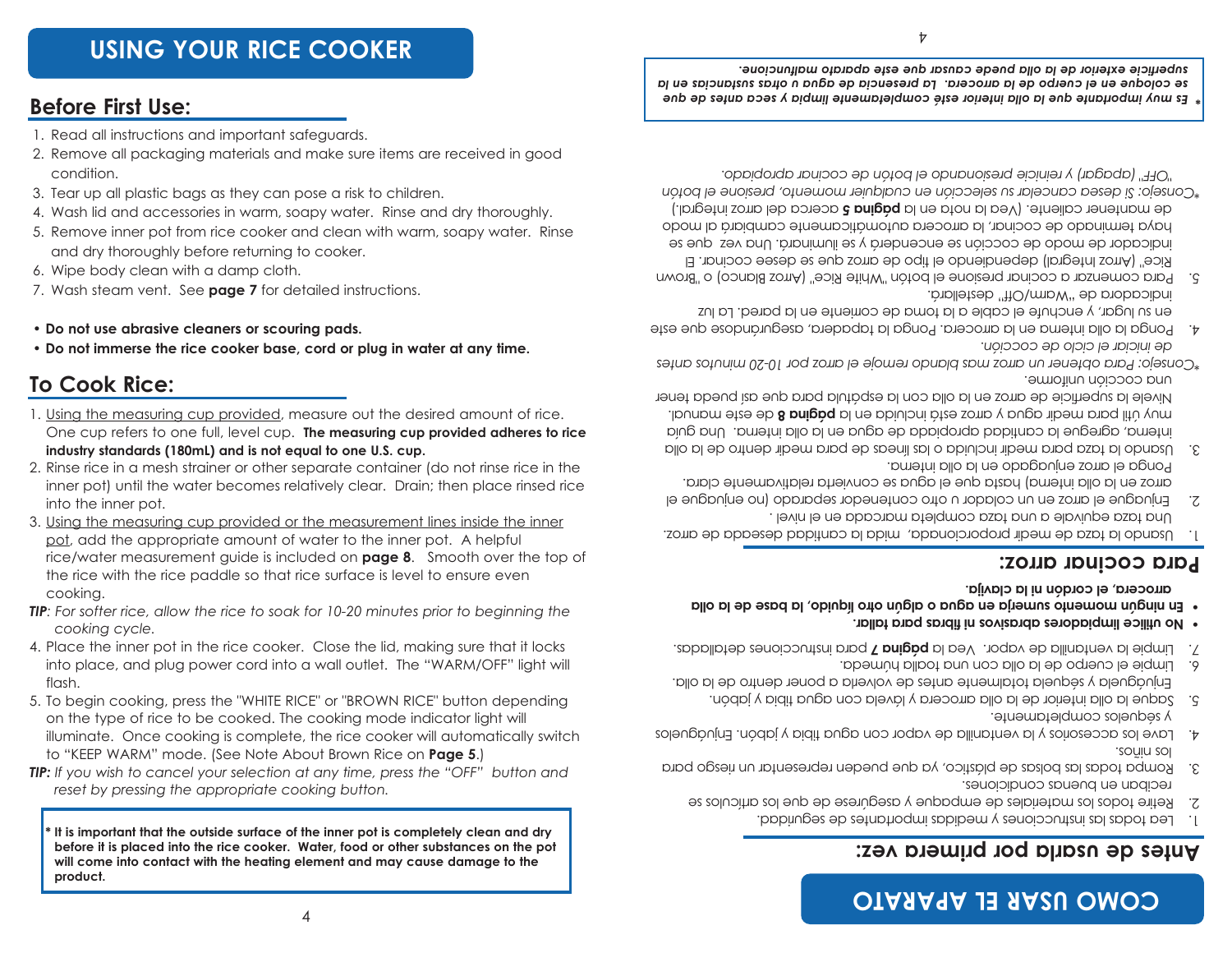# USING YOUR RICE COOKER

## Before First Use:

1. Read all instructions and important safeguards.
2. Remove all packaging materials and make sure items are received in good condition.
3. Tear up all plastic bags as they can pose a risk to children.
4. Wash lid and accessories in warm, soapy water. Rinse and dry thoroughly.
5. Remove inner pot from rice cooker and clean with warm, soapy water. Rinse and dry thoroughly before returning to cooker.
6. Wipe body clean with a damp cloth.
7. Wash steam vent. See **page 7** for detailed instructions.

- **Do not use abrasive cleaners or scouring pads.**
- **Do not immerse the rice cooker base, cord or plug in water at any time.**

## To Cook Rice:

1. Using the measuring cup provided, measure out the desired amount of rice. One cup refers to one full, level cup. **The measuring cup provided adheres to rice industry standards (180mL) and is not equal to one U.S. cup.**
2. Rinse rice in a mesh strainer or other separate container (do not rinse rice in the inner pot) until the water becomes relatively clear. Drain; then place rinsed rice into the inner pot.
3. Using the measuring cup provided or the measurement lines inside the inner pot, add the appropriate amount of water to the inner pot. A helpful rice/water measurement guide is included on **page 8**. Smooth over the top of the rice with the rice paddle so that rice surface is level to ensure even cooking.

***TIP***: *For softer rice, allow the rice to soak for 10-20 minutes prior to beginning the cooking cycle.*

4. Place the inner pot in the rice cooker. Close the lid, making sure that it locks into place, and plug power cord into a wall outlet. The "WARM/OFF" light will flash.
5. To begin cooking, press the "WHITE RICE" or "BROWN RICE" button depending on the type of rice to be cooked. The cooking mode indicator light will illuminate. Once cooking is complete, the rice cooker will automatically switch to "KEEP WARM" mode. (See Note About Brown Rice on **Page 5**.)

***TIP:*** *If you wish to cancel your selection at any time, press the "OFF" button and reset by pressing the appropriate cooking button.*

**\* It is important that the outside surface of the inner pot is completely clean and dry before it is placed into the rice cooker. Water, food or other substances on the pot will come into contact with the heating element and may cause damage to the product.**

# COMO USAR EL APARATO

## Antes de usarla por primera vez:

1. Lea todas las instrucciones y medidas importantes de seguridad.
2. Retire todos los materiales de empaque y asegúrese de que los artículos se reciban en buenas condiciones.
3. Rompa todas las bolsas de plástico, ya que pueden representar un riesgo para los niños.
4. Lave los accesorios y la ventanilla de vapor con agua tibia y jabón. Enjuáguelos y séquelos completamente.
5. Saque la olla inferior de la olla arrocera y lávela con agua tibia y jabón. Enjuáguela y séquela totalmente antes de volverla a poner dentro de la olla.
6. Limpie el cuerpo de la olla con una toalla húmeda.
7. Limpie la ventanilla de vapor. Vea la **página 7** para instrucciones detalladas.

- **No utilice limpiadores abrasivos ni fibras para tallar.**
- **En ningún momento sumerja en agua o algún otro líquido, la base de la olla arrocera, el cordón ni la clavija.**

## Para cocinar arroz:

1. Usando la taza de medir proporcionada, mida la cantidad deseada de arroz. Una taza equivale a una taza completa marcada en el nivel .
2. Enjuague el arroz en un colador u otro contenedor separado (no enjuague el arroz en la olla interna) hasta que el agua se convierta relativamente clara. Ponga el arroz enjuagado en la olla interna.
3. Usando la taza para medir incluida o las líneas de para medir dentro de la olla interna, agregue la cantidad apropiada de agua en la olla interna. Una guía muy útil para medir agua y arroz está incluida en la **página 8** de este manual. Nivele la superficie de arroz en la olla con la espátula para que así pueda tener una cocción uniforme.

*\*Consejo: Para obtener un arroz mas blando remoje el arroz por 10-20 minutos antes de iniciar el ciclo de cocción.*

4. Ponga la olla interna en la arrocera. Ponga la tapadera, asegurándose que este en su lugar, y enchufe el cable a la toma de corriente en la pared. La luz indicadora de "Warm/Off" destellará.
5. Para comenzar a cocinar presione el botón "White Rice" (Arroz Blanco) o "Brown Rice" (Arroz Integral) dependiendo el tipo de arroz que se desee cocinar. El indicador de modo de cocción se encenderá y se iluminará. Una vez que se haya terminado de cocinar, la arrocera automáticamente cambiará al modo de mantener caliente. (Vea la nota en la **página 5** acerca del arroz integral.)

*\*Consejo: Si desea cancelar su selección en cualquier momento, presione el botón "OFF" (apagar) y reinicie presionando el botón de cocinar apropiado.*

***\* Es muy importante que la olla inferior esté completamente limpia y seca antes de que se coloque en el cuerpo de la arrocera. La presencia de agua u otras sustancias en la superficie exterior de la olla puede causar que este aparato malfuncione.***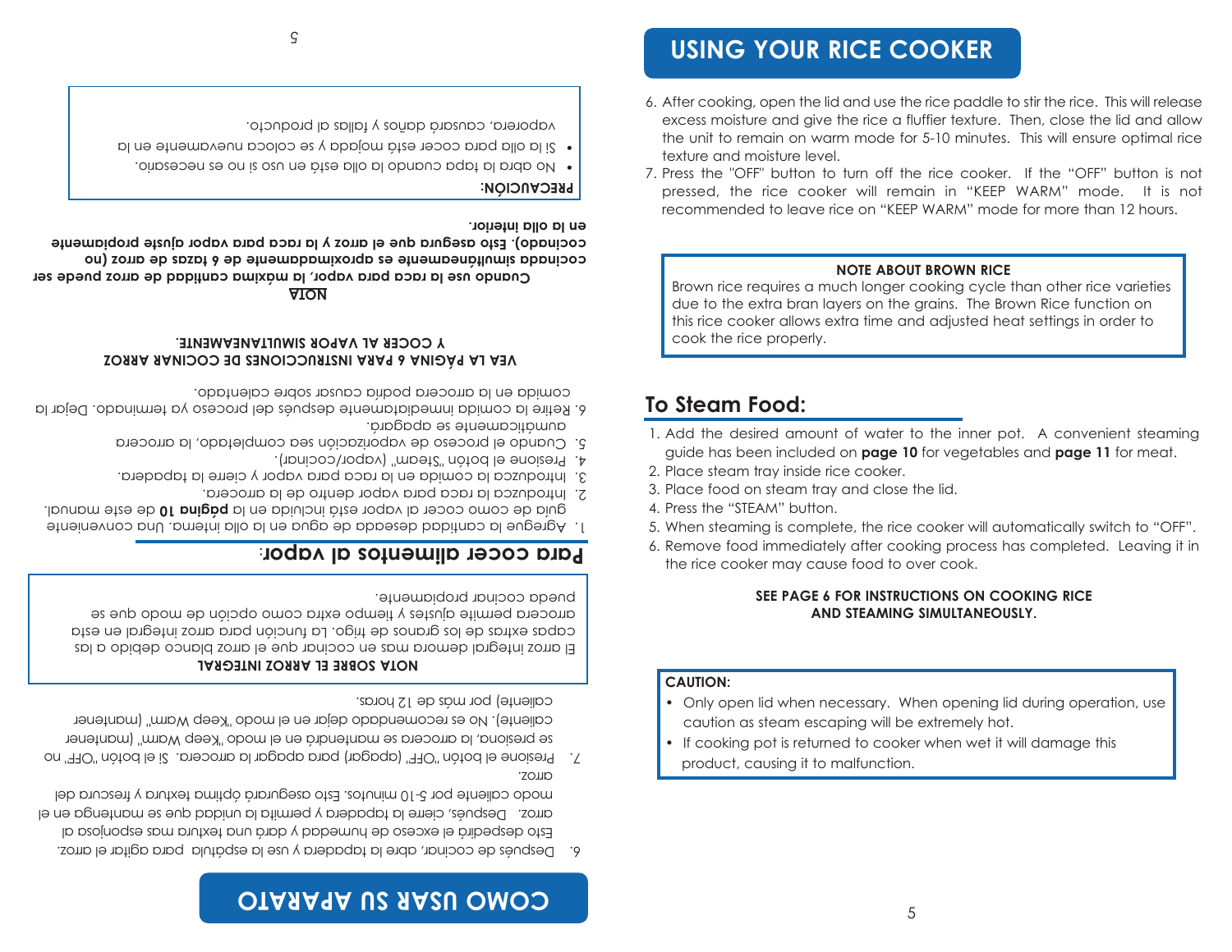# USING YOUR RICE COOKER

6. After cooking, open the lid and use the rice paddle to stir the rice. This will release excess moisture and give the rice a fluffier texture. Then, close the lid and allow the unit to remain on warm mode for 5-10 minutes. This will ensure optimal rice texture and moisture level.
7. Press the "OFF" button to turn off the rice cooker. If the "OFF" button is not pressed, the rice cooker will remain in "KEEP WARM" mode. It is not recommended to leave rice on "KEEP WARM" mode for more than 12 hours.

**NOTE ABOUT BROWN RICE**

Brown rice requires a much longer cooking cycle than other rice varieties due to the extra bran layers on the grains. The Brown Rice function on this rice cooker allows extra time and adjusted heat settings in order to cook the rice properly.

## To Steam Food:

1. Add the desired amount of water to the inner pot. A convenient steaming guide has been included on **page 10** for vegetables and **page 11** for meat.
2. Place steam tray inside rice cooker.
3. Place food on steam tray and close the lid.
4. Press the "STEAM" button.
5. When steaming is complete, the rice cooker will automatically switch to "OFF".
6. Remove food immediately after cooking process has completed. Leaving it in the rice cooker may cause food to over cook.

**SEE PAGE 6 FOR INSTRUCTIONS ON COOKING RICE AND STEAMING SIMULTANEOUSLY.**

**CAUTION:**

- Only open lid when necessary. When opening lid during operation, use caution as steam escaping will be extremely hot.
- If cooking pot is returned to cooker when wet it will damage this product, causing it to malfunction.

# COMO USAR SU APARATO

6. Después de cocinar, abre la tapadera y use la espátula para agitar el arroz. Esto despedirá el exceso de humedad y dará una textura mas esponjosa al arroz. Después, cierre la tapadera y permita la unidad que se mantenga en el modo caliente por 5-10 minutos. Esto asegurará óptima textura y frescura del arroz.
7. Presione el botón "OFF" (apagar) para apagar la arrocera. Si el botón "OFF" no se presiona, la arrocera se mantendrá en el modo "Keep Warm" (mantener caliente). No es recomendado dejar en el modo "Keep Warm" (mantener caliente) por más de 12 horas.

**NOTA SOBRE EL ARROZ INTEGRAL**

El arroz integral demora mas en cocinar que el arroz blanco debido a las capas extras de los granos de trigo. La función para arroz integral en esta arrocera permite ajustes y tiempo extra como opción de modo que se pueda cocinar propiamente.

## Para cocer alimentos al vapor:

1. Agregue la cantidad deseada de agua en la olla interna. Una conveniente guía de como cocer al vapor está incluida en la **página 10** de este manual.
2. Introduzca la raca para vapor dentro de la arrocera.
3. Introduzca la comida en la raca para vapor y cierre la tapadera.
4. Presione el botón "Steam" (vapor/cocinar).
5. Cuando el proceso de vaporización sea completado, la arrocera automáticamente se apagará.
6. Retire la comida inmediatamente después del proceso ya terminado. Dejar la comida en la arrocera podría causar sobre calentado.

**VEA LA PÁGINA 6 PARA INSTRUCCIONES DE COCINAR ARROZ Y COCER AL VAPOR SIMULTANEAMENTE.**

**NOTA**

**Cuando use la raca para vapor, la máxima cantidad de arroz puede ser cocinada simultáneamente es aproximadamente de 6 tazas de arroz (no cocinado). Esto asegura que el arroz y la raca para vapor ajuste propiamente en la olla inferior.**

**PRECAUCIÓN:**

- No abra la tapa cuando la olla está en uso si no es necesario.
- Si la olla para cocer está mojada y se coloca nuevamente en la vaporera, causará daños y fallas al producto.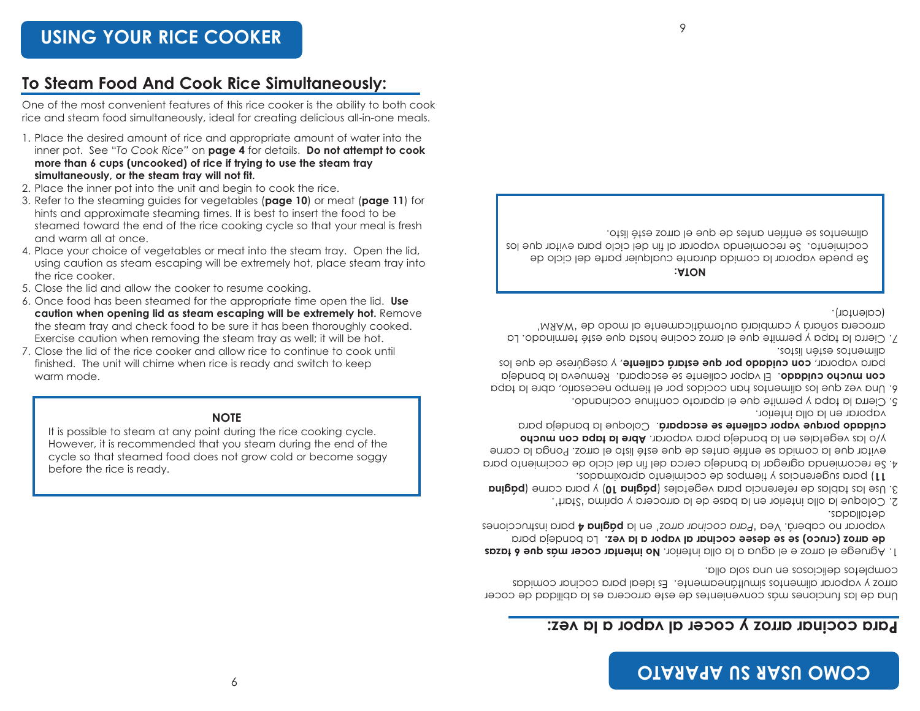# USING YOUR RICE COOKER

## To Steam Food And Cook Rice Simultaneously:

One of the most convenient features of this rice cooker is the ability to both cook rice and steam food simultaneously, ideal for creating delicious all-in-one meals.

1. Place the desired amount of rice and appropriate amount of water into the inner pot. See "*To Cook Rice*" on **page 4** for details. **Do not attempt to cook more than 6 cups (uncooked) of rice if trying to use the steam tray simultaneously, or the steam tray will not fit.**
2. Place the inner pot into the unit and begin to cook the rice.
3. Refer to the steaming guides for vegetables (**page 10**) or meat (**page 11**) for hints and approximate steaming times. It is best to insert the food to be steamed toward the end of the rice cooking cycle so that your meal is fresh and warm all at once.
4. Place your choice of vegetables or meat into the steam tray. Open the lid, using caution as steam escaping will be extremely hot, place steam tray into the rice cooker.
5. Close the lid and allow the cooker to resume cooking.
6. Once food has been steamed for the appropriate time open the lid. **Use caution when opening lid as steam escaping will be extremely hot.** Remove the steam tray and check food to be sure it has been thoroughly cooked. Exercise caution when removing the steam tray as well; it will be hot.
7. Close the lid of the rice cooker and allow rice to continue to cook until finished. The unit will chime when rice is ready and switch to keep warm mode.

**NOTE**

It is possible to steam at any point during the rice cooking cycle. However, it is recommended that you steam during the end of the cycle so that steamed food does not grow cold or become soggy before the rice is ready.

# COMO USAR SU APARATO

## Para cocinar arroz y cocer al vapor a la vez:

Una de las funciones más convenientes de este arrocera es la abilidad de cocer arroz y vaporar alimentos simultáneamente. Es ideal para cocinar comidas completos deliciosos en una sola olla.

1. Agruege el arroz e el agua a la olla inferior. **No intentar cocer más que 6 tazas de arroz (cruco) se se desee cocinar al vapor a la vez.** La bandeja para vaporar no caberá. Vea '*Para cocinar arroz*' en la **página 4** para instrucciones detalladas.
2. Coloque la olla inferior en la base de la arrocera y oprima 'Start'.
3. Use las tablas de referencia para vegetales (**página 10**) y para carne (**página 11**) para sugerencias y tiempos de cocimiento aproximados.
4. Se recomienda agregar la bandeja cerca del fin del ciclo de cocimiento para evitar que la comida se enfríe antes de que esté listo el arroz. Ponga la carne y/o las vegetales en la bandeja para vaporar. **Abre la tapa con mucho cuiddado porque vapor caliente se escappará**. Coloque la bandeja para vaporar en la olla inferior.
5. Cierra la tapa y permite que el aparato continue cocinando.
6. Una vez que los alimentos han cocidos por el tiempo necesario, abre la tapa **con mucho cuidado**. El vapor caliente se escappará. Remueva la bandeja para vaporar, **con cuidado por que estará caliente**, y asegúrese de que los alimentos estén listos.
7. Cierra la tapa y permite que el arroz cocine hasta que esté terminado. La arrocera soñará y cambiará automáticamente al modo de 'WARM' (calentar).

**NOTA:**

Se puede vaporar la comida durante cualquier parte del ciclo de cocimiento. Se recomienda vaporar al fin del ciclo para evitar que los alimentos se enfríen antes de que el arroz esté listo.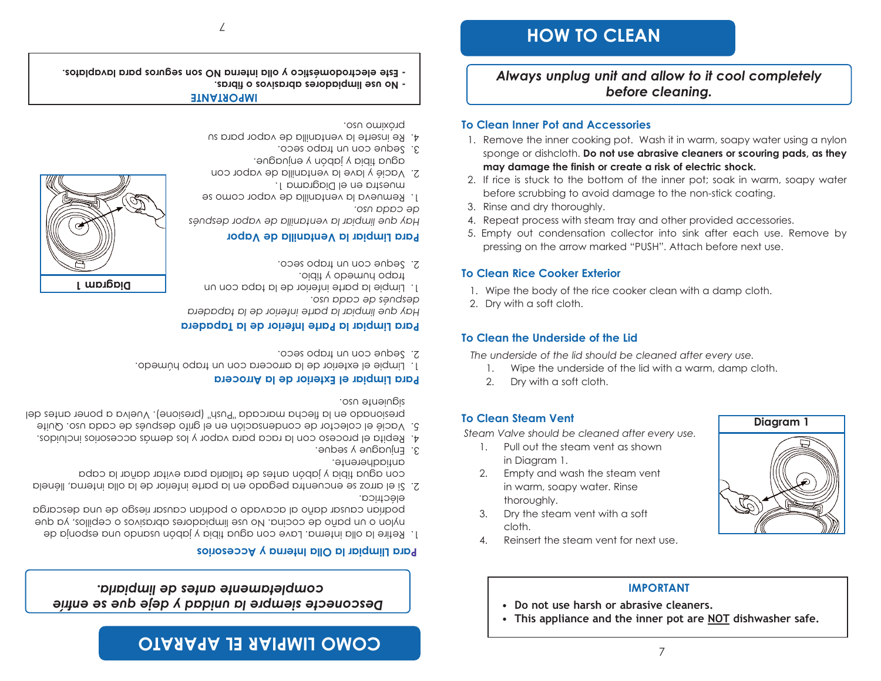# COMO LIMPIAR EL APARATO

***Desconecte siempre la unidad y deje que se enfríe completamente antes de limpiarla.***

**Para Limpiar la Olla Interna y Accesorios**

1. Retire la olla interna. Lave con agua tibia y jabón usando una esponja de nylon o un paño de cocina. No use limpiadores abrasivos o cepillos, ya que podrían causar daño al acabado o podrían causar riesgo de una descarga eléctrica.
2. Si el arroz se encuentra pegado en la parte inferior de la olla interna, llénela con agua tibia y jabón antes de tallarla para evitar dañar la capa antiadherente.
3. Enjuague y seque.
4. Repita el proceso con la raca para vapor y los demás accesorios incluidos.
5. Vacíe el colector de condensación en el grifo después de cada uso. Quite presionado en la flecha marcada "Push" (presione). Vuelva a poner antes del siguiente uso.

**Para Limpiar el Exterior de la Arrocera**

1. Limpie el exterior de la arrocera con un trapo húmedo.
2. Seque con un trapo seco.

**Para Limpiar la Parte Inferior de la Tapadera**

*Hay que limpiar la parte inferior de la tapadera después de cada uso.*

1. Limpie la parte inferior de la tapa con un trapo humedo y tibio.
2. Seque con un trapo seco.

**Para Limpiar la Ventanilla de Vapor**

*Hay que limpiar la ventanilla de vapor después de cada uso.*

1. Remueva la ventanilla de vapor como se muestra en el Diagrama 1.
2. Vacíe y lave la ventanilla de vapor con agua tibia y jabón y enjuague.
3. Seque con un trapo seco.
4. Re inserte la ventanilla de vapor para su próximo uso.

**Diagram 1**

**IMPORTANTE**

- **No use limpiadores abrasivos o fibras.**
- **Este electrodoméstico y olla interna NO son seguros para lavaplatos.**

# HOW TO CLEAN

***Always unplug unit and allow to it cool completely before cleaning.***

### To Clean Inner Pot and Accessories

1. Remove the inner cooking pot. Wash it in warm, soapy water using a nylon sponge or dishcloth. **Do not use abrasive cleaners or scouring pads, as they may damage the finish or create a risk of electric shock.**
2. If rice is stuck to the bottom of the inner pot; soak in warm, soapy water before scrubbing to avoid damage to the non-stick coating.
3. Rinse and dry thoroughly.
4. Repeat process with steam tray and other provided accessories.
5. Empty out condensation collector into sink after each use. Remove by pressing on the arrow marked "PUSH". Attach before next use.

### To Clean Rice Cooker Exterior

1. Wipe the body of the rice cooker clean with a damp cloth.
2. Dry with a soft cloth.

### To Clean the Underside of the Lid

*The underside of the lid should be cleaned after every use.*

1. Wipe the underside of the lid with a warm, damp cloth.
2. Dry with a soft cloth.

### To Clean Steam Vent

*Steam Valve should be cleaned after every use.*

1. Pull out the steam vent as shown in Diagram 1.
2. Empty and wash the steam vent in warm, soapy water. Rinse thoroughly.
3. Dry the steam vent with a soft cloth.
4. Reinsert the steam vent for next use.

**Diagram 1**

**IMPORTANT**

- **Do not use harsh or abrasive cleaners.**
- **This appliance and the inner pot are <u>NOT</u> dishwasher safe.**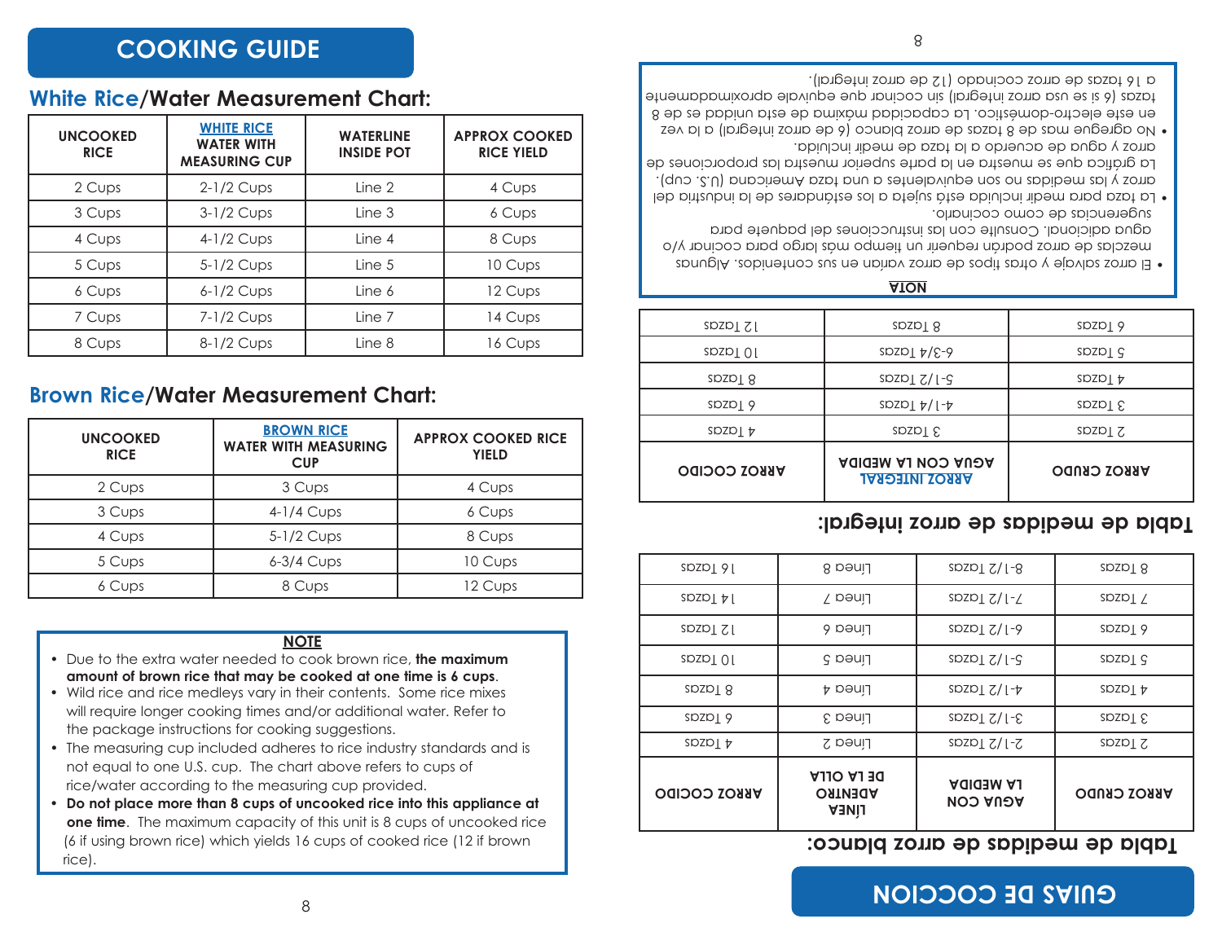# COOKING GUIDE

## White Rice/Water Measurement Chart:

| UNCOOKED RICE | WHITE RICE WATER WITH MEASURING CUP | WATERLINE INSIDE POT | APPROX COOKED RICE YIELD |
|---|---|---|---|
| 2 Cups | 2-1/2 Cups | Line 2 | 4 Cups |
| 3 Cups | 3-1/2 Cups | Line 3 | 6 Cups |
| 4 Cups | 4-1/2 Cups | Line 4 | 8 Cups |
| 5 Cups | 5-1/2 Cups | Line 5 | 10 Cups |
| 6 Cups | 6-1/2 Cups | Line 6 | 12 Cups |
| 7 Cups | 7-1/2 Cups | Line 7 | 14 Cups |
| 8 Cups | 8-1/2 Cups | Line 8 | 16 Cups |

## Brown Rice/Water Measurement Chart:

| UNCOOKED RICE | BROWN RICE WATER WITH MEASURING CUP | APPROX COOKED RICE YIELD |
|---|---|---|
| 2 Cups | 3 Cups | 4 Cups |
| 3 Cups | 4-1/4 Cups | 6 Cups |
| 4 Cups | 5-1/2 Cups | 8 Cups |
| 5 Cups | 6-3/4 Cups | 10 Cups |
| 6 Cups | 8 Cups | 12 Cups |

**NOTE**

- Due to the extra water needed to cook brown rice, **the maximum amount of brown rice that may be cooked at one time is 6 cups**.
- Wild rice and rice medleys vary in their contents. Some rice mixes will require longer cooking times and/or additional water. Refer to the package instructions for cooking suggestions.
- The measuring cup included adheres to rice industry standards and is not equal to one U.S. cup. The chart above refers to cups of rice/water according to the measuring cup provided.
- **Do not place more than 8 cups of uncooked rice into this appliance at one time**. The maximum capacity of this unit is 8 cups of uncooked rice (6 if using brown rice) which yields 16 cups of cooked rice (12 if brown rice).

# GUIAS DE COCCION

## Tabla de medidas de arroz blanco:

| ARROZ CRUDO | AGUA CON LA MEDIDA | LÍNEA ADENTRO DE LA OLLA | ARROZ COCIDO |
|---|---|---|---|
| 2 Tazas | 2-1/2 Tazas | Línea 2 | 4 Tazas |
| 3 Tazas | 3-1/2 Tazas | Línea 3 | 6 Tazas |
| 4 Tazas | 4-1/2 Tazas | Línea 4 | 8 Tazas |
| 5 Tazas | 5-1/2 Tazas | Línea 5 | 10 Tazas |
| 6 Tazas | 6-1/2 Tazas | Línea 6 | 12 Tazas |
| 7 Tazas | 7-1/2 Tazas | Línea 7 | 14 Tazas |
| 8 Tazas | 8-1/2 Tazas | Línea 8 | 16 Tazas |

## Tabla de medidas de arroz integral:

| ARROZ CRUDO | ARROZ INTEGRAL AGUA CON LA MEDIDA | ARROZ COCIDO |
|---|---|---|
| 2 Tazas | 3 Tazas | 4 Tazas |
| 3 Tazas | 4-1/4 Tazas | 6 Tazas |
| 4 Tazas | 5-1/2 Tazas | 8 Tazas |
| 5 Tazas | 6-3/4 Tazas | 10 Tazas |
| 6 Tazas | 8 Tazas | 12 Tazas |

**NOTA**

- El arroz salvaje y otros tipos de arroz varían en sus contenidos. Algunas mezclas de arroz podrán requerir un tiempo más largo para cocinar y/o agua adicional. Consulte con las instrucciones del paquete para sugerencias de como cocinarlo.
- La taza para medir incluida está sujeta a los estándares de la industria del arroz y las medidas no son equivalentes a una taza Americana (U.S. cup). La gráfica que se muestra en la parte superior muestra las proporciones de arroz y agua de acuerdo a la taza de medir incluida.
- No agregue mas de 8 tazas de arroz blanco (6 de arroz integral) a la vez en este electro-doméstico. La capacidad máxima de esta unidad es de 8 tazas (6 si se usa arroz integral) sin cocinar que equivale aproximadamente a 16 tazas de arroz cocinado (12 de arroz integral).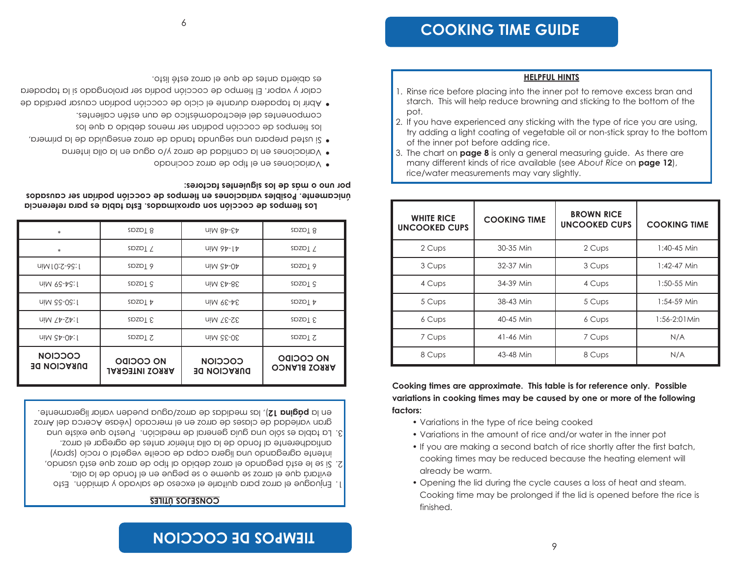# TIEMPOS DE COCCION

**CONSEJOS ÚTILES**

1. Enjuague el arroz para quitarle el exceso de salvado y almidón. Esto evitará que el arroz se queme o se pegue en el fondo de la olla.
2. Si se le está pegando el arroz debido al tipo de arroz que está usando, intente agregando una ligera capa de aceite vegetal o rocío (spray) antiadherente al fondo de la olla interior antes de agregar el arroz.
3. La tabla es sólo una guía general de medición. Puesto que existe una gran variedad de clases de arroz en el mercado (véase Acerca del Arroz en la **página 12**), las medidas de arroz/agua pueden variar ligeramente.

| ARROZ BLANCO NO COCIDO | DURACION DE COCCION | ARROZ INTEGRAL NO COCIDO | DURACION DE COCCION |
|---|---|---|---|
| 2 Tazas | 30-35 Min | 2 Tazas | 1:40-45 Min |
| 3 Tazas | 32-37 Min | 3 Tazas | 1:42-47 Min |
| 4 Tazas | 34-39 Min | 4 Tazas | 1:50-55 Min |
| 5 Tazas | 38-43 Min | 5 Tazas | 1:54-59 Min |
| 6 Tazas | 40-45 Min | 6 Tazas | 1:56-2:01Min |
| 7 Tazas | 41-46 Min | 7 Tazas | * |
| 8 Tazas | 43-48 Min | 8 Tazas | * |

**Los tiempos de cocción son aproximados. Esta tabla es para referencia únicamente. Posibles variaciones en tiempos de cocción podrían ser causados por uno o más de los siguientes factores:**

- Variaciones en el tipo de arroz cocinado
- Variaciones en la cantidad de arroz y/o agua en la olla interna
- Si usted prepara una segunda tanda de arroz enseguida de la primera, los tiempos de cocción podrían ser menos debido a que los componentes del electrodoméstico de aun estén calientes.
- Abrir la tapadera durante el ciclo de cocción podrían causar perdida de calor y vapor. El tiempo de cocción podría ser prolongado si la tapadera es abierta antes de que el arroz esté listo.

# COOKING TIME GUIDE

**HELPFUL HINTS**

1. Rinse rice before placing into the inner pot to remove excess bran and starch. This will help reduce browning and sticking to the bottom of the pot.
2. If you have experienced any sticking with the type of rice you are using, try adding a light coating of vegetable oil or non-stick spray to the bottom of the inner pot before adding rice.
3. The chart on **page 8** is only a general measuring guide. As there are many different kinds of rice available (see *About Rice* on **page 12**), rice/water measurements may vary slightly.

| WHITE RICE UNCOOKED CUPS | COOKING TIME | BROWN RICE UNCOOKED CUPS | COOKING TIME |
|---|---|---|---|
| 2 Cups | 30-35 Min | 2 Cups | 1:40-45 Min |
| 3 Cups | 32-37 Min | 3 Cups | 1:42-47 Min |
| 4 Cups | 34-39 Min | 4 Cups | 1:50-55 Min |
| 5 Cups | 38-43 Min | 5 Cups | 1:54-59 Min |
| 6 Cups | 40-45 Min | 6 Cups | 1:56-2:01Min |
| 7 Cups | 41-46 Min | 7 Cups | N/A |
| 8 Cups | 43-48 Min | 8 Cups | N/A |

**Cooking times are approximate. This table is for reference only. Possible variations in cooking times may be caused by one or more of the following factors:**

- Variations in the type of rice being cooked
- Variations in the amount of rice and/or water in the inner pot
- If you are making a second batch of rice shortly after the first batch, cooking times may be reduced because the heating element will already be warm.
- Opening the lid during the cycle causes a loss of heat and steam. Cooking time may be prolonged if the lid is opened before the rice is finished.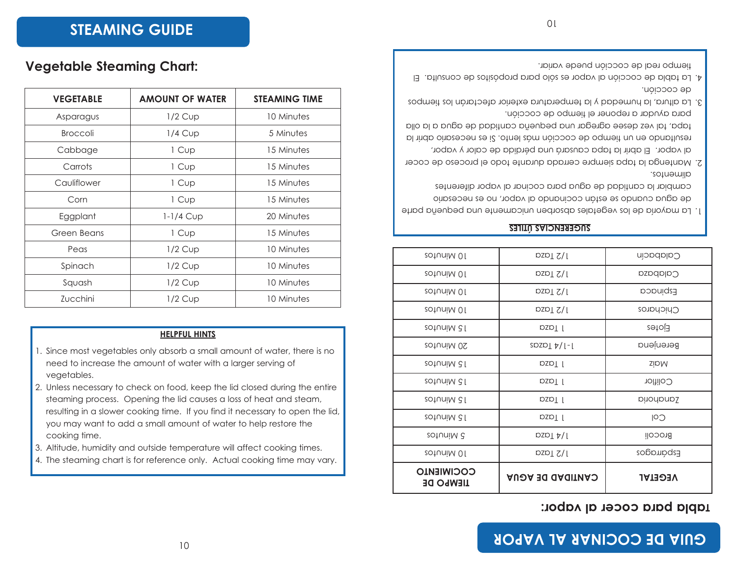# STEAMING GUIDE

## Vegetable Steaming Chart:

| VEGETABLE | AMOUNT OF WATER | STEAMING TIME |
|---|---|---|
| Asparagus | 1/2 Cup | 10 Minutes |
| Broccoli | 1/4 Cup | 5 Minutes |
| Cabbage | 1 Cup | 15 Minutes |
| Carrots | 1 Cup | 15 Minutes |
| Cauliflower | 1 Cup | 15 Minutes |
| Corn | 1 Cup | 15 Minutes |
| Eggplant | 1-1/4 Cup | 20 Minutes |
| Green Beans | 1 Cup | 15 Minutes |
| Peas | 1/2 Cup | 10 Minutes |
| Spinach | 1/2 Cup | 10 Minutes |
| Squash | 1/2 Cup | 10 Minutes |
| Zucchini | 1/2 Cup | 10 Minutes |

**HELPFUL HINTS**

1. Since most vegetables only absorb a small amount of water, there is no need to increase the amount of water with a larger serving of vegetables.
2. Unless necessary to check on food, keep the lid closed during the entire steaming process. Opening the lid causes a loss of heat and steam, resulting in a slower cooking time. If you find it necessary to open the lid, you may want to add a small amount of water to help restore the cooking time.
3. Altitude, humidity and outside temperature will affect cooking times.
4. The steaming chart is for reference only. Actual cooking time may vary.

# GUIA DE COCINAR AL VAPOR

## tabla para cocer al vapor:

| VEGETAL | CANTIDAD DE AGUA | TIEMPO DE COCIMIENTO |
|---|---|---|
| Espárragos | 1/2 Taza | 10 Minutos |
| Brocoli | 1/4 Taza | 5 Minutos |
| Col | 1 Taza | 15 Minutos |
| Zanahoria | 1 Taza | 15 Minutos |
| Coliflor | 1 Taza | 15 Minutos |
| Maiz | 1 Taza | 15 Minutos |
| Berenjena | 1-1/4 Tazas | 20 Minutos |
| Ejotes | 1 Taza | 15 Minutos |
| Chicharos | 1/2 Taza | 10 Minutos |
| Espinaca | 1/2 Taza | 10 Minutos |
| Calabaza | 1/2 Taza | 10 Minutos |
| Calabacin | 1/2 Taza | 10 Minutos |

**SUGERENCIAS ÚTILES**

1. La mayoría de los vegetales absorben únicamente una pequeña parte de agua cuando se están cocinando al vapor, no es necesario cambiar la cantidad de agua para cocinar al vapor diferentes alimentos.
2. Mantenga la tapa siempre cerrada durante todo el proceso de cocer al vapor. El abrir la tapa causará una pérdida de calor y vapor, resultando en un tiempo de cocción más lento. Si es necesario abrir la tapa, tal vez desee agregar una pequeña cantidad de agua a la olla para ayudar a reponer el tiempo de cocción.
3. La altura, la humedad y la temperatura exterior afectarán los tiempos de cocción.
4. La tabla de cocción al vapor es sólo para propósitos de consulta. El tiempo real de cocción puede variar.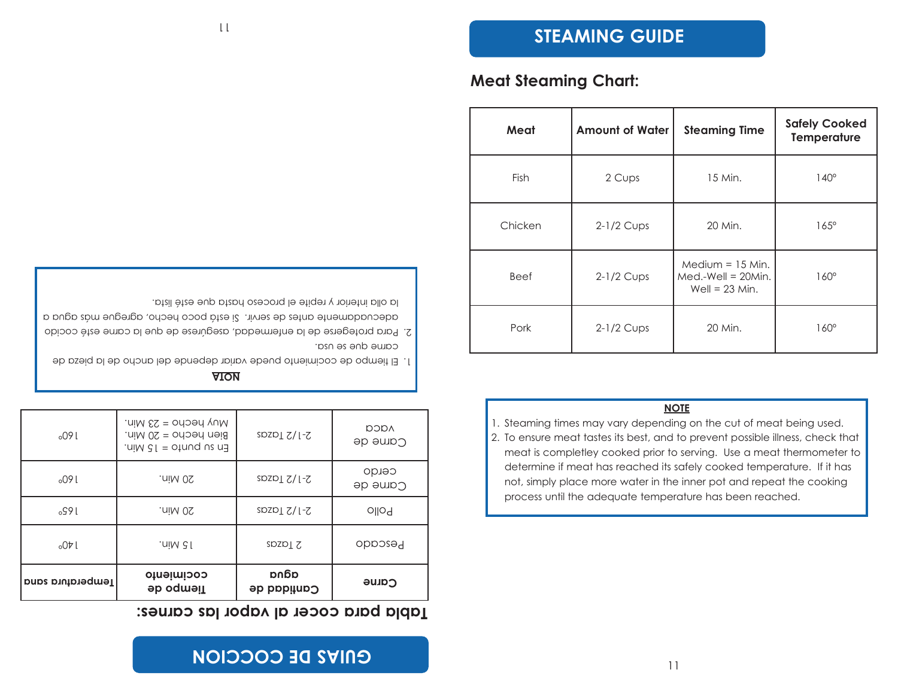# GUIAS DE COCCION

## Tabla para cocer al vapor las carnes:

| Carne | Cantidad de agua | Tiempo de cocimiento | Temperatura sana |
|---|---|---|---|
| Pescado | 2 Tazas | 15 Min. | 140° |
| Pollo | 2-1/2 Tazas | 20 Min. | 165° |
| Carne de cerdo | 2-1/2 Tazas | 20 Min. | 160° |
| Carne de vaca | 2-1/2 Tazas | En su punto = 15 Min. Bien hecho = 20 Min. Muy hecho = 23 Min. | 160° |

**NOTA**

1. El tiempo de cocimiento puede variar depende del ancho de la pieza de carne que se usa.
2. Para protegerse de la enfermedad, asegúrese de que la carne esté cocido adecuadamente antes de servir. Si está poco hecho, agregue más agua a la olla interior y repite el proceso hasta que esté lista.

# STEAMING GUIDE

## Meat Steaming Chart:

| Meat | Amount of Water | Steaming Time | Safely Cooked Temperature |
|---|---|---|---|
| Fish | 2 Cups | 15 Min. | 140° |
| Chicken | 2-1/2 Cups | 20 Min. | 165° |
| Beef | 2-1/2 Cups | Medium = 15 Min. Med.-Well = 20Min. Well = 23 Min. | 160° |
| Pork | 2-1/2 Cups | 20 Min. | 160° |

**NOTE**

1. Steaming times may vary depending on the cut of meat being used.
2. To ensure meat tastes its best, and to prevent possible illness, check that meat is completley cooked prior to serving. Use a meat thermometer to determine if meat has reached its safely cooked temperature. If it has not, simply place more water in the inner pot and repeat the cooking process until the adequate temperature has been reached.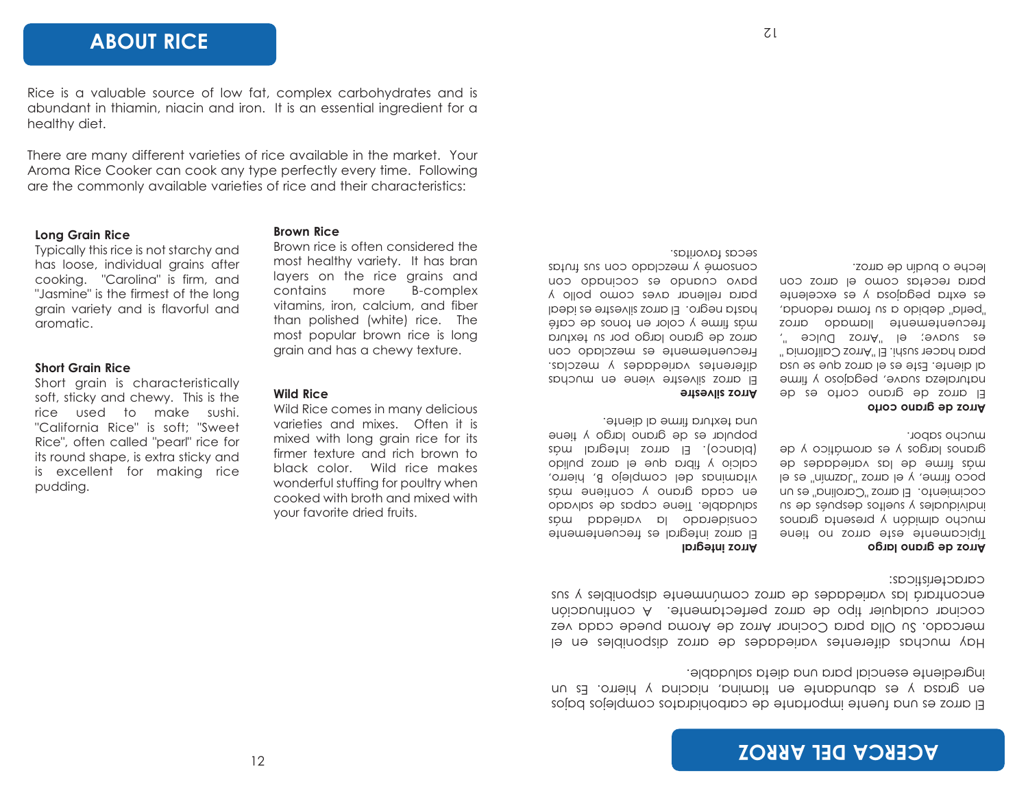## ABOUT RICE

Rice is a valuable source of low fat, complex carbohydrates and is abundant in thiamin, niacin and iron. It is an essential ingredient for a healthy diet.

There are many different varieties of rice available in the market. Your Aroma Rice Cooker can cook any type perfectly every time. Following are the commonly available varieties of rice and their characteristics:

**Long Grain Rice**
Typically this rice is not starchy and has loose, individual grains after cooking. "Carolina" is firm, and "Jasmine" is the firmest of the long grain variety and is flavorful and aromatic.

**Short Grain Rice**
Short grain is characteristically soft, sticky and chewy. This is the rice used to make sushi. "California Rice" is soft; "Sweet Rice", often called "pearl" rice for its round shape, is extra sticky and is excellent for making rice pudding.

**Brown Rice**
Brown rice is often considered the most healthy variety. It has bran layers on the rice grains and contains more B-complex vitamins, iron, calcium, and fiber than polished (white) rice. The most popular brown rice is long grain and has a chewy texture.

**Wild Rice**
Wild Rice comes in many delicious varieties and mixes. Often it is mixed with long grain rice for its firmer texture and rich brown to black color. Wild rice makes wonderful stuffing for poultry when cooked with broth and mixed with your favorite dried fruits.

## ACERCA DEL ARROZ

El arroz es una fuente importante de carbohidratos complejos bajos en grasa y es abundante en tiamina, niacina y hierro. Es un ingrediente esencial para una dieta saludable.

Hay muchas diferentes variedades de arroz disponibles en el mercado. Su Olla para Cocinar Arroz de Aroma puede cada vez cocinar cualquier tipo de arroz perfectamente. A continuación encontrará las variedades de arroz comúnmente disponibles y sus características:

**Arroz de grano largo**
Típicamente este arroz no tiene mucho almidón y presenta granos individuales y sueltos después de su cocimiento. El arroz "Carolina" es un poco firme, y el arroz "Jazmín" es el más firme de las variedades de granos largos y es aromático y de mucho sabor.

**Arroz de grano corto**
El arroz de grano corto es de naturaleza suave, pegajoso y firme al diente. Este es el arroz que se usa para hacer sushi. El "Arroz California" es suave; el "Arroz Dulce ", frecuentemente llamado arroz "perla" debido a su forma redonda, es extra pegajoso y es excelente para recetas como el arroz con leche o budín de arroz.

**Arroz integral**
El arroz integral es frecuentemente considerado la variedad más saludable. Tiene capas de salvado en cada grano y contiene más vitaminas del complejo B, hierro, calcio y fibra que el arroz pulido (blanco). El arroz integral más popular es de grano largo y tiene una textura firme al diente.

**Arroz silvestre**
El arroz silvestre viene en muchas diferentes variedades y mezclas. Frecuentemente es mezclado con arroz de grano largo por su textura más firme y color en tonos de café hasta negro. El arroz silvestre es ideal para rellenar aves como pollo y pavo cuando es cocinado con consomé y mezclado con sus frutas secas favoritas.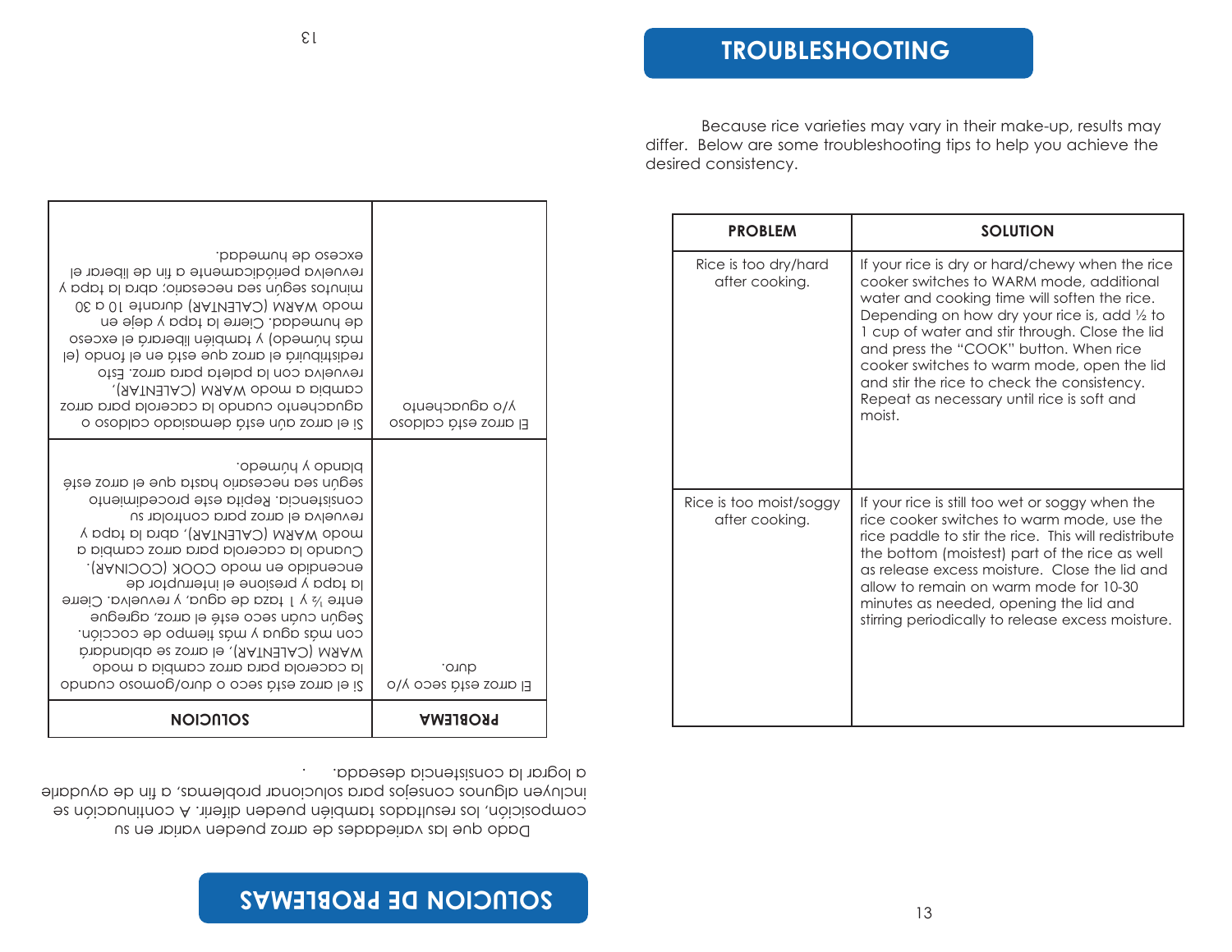# TROUBLESHOOTING

Because rice varieties may vary in their make-up, results may differ. Below are some troubleshooting tips to help you achieve the desired consistency.

| PROBLEM | SOLUTION |
| --- | --- |
| Rice is too dry/hard after cooking. | If your rice is dry or hard/chewy when the rice cooker switches to WARM mode, additional water and cooking time will soften the rice. Depending on how dry your rice is, add ½ to 1 cup of water and stir through. Close the lid and press the "COOK" button. When rice cooker switches to warm mode, open the lid and stir the rice to check the consistency. Repeat as necessary until rice is soft and moist. |
| Rice is too moist/soggy after cooking. | If your rice is still too wet or soggy when the rice cooker switches to warm mode, use the rice paddle to stir the rice. This will redistribute the bottom (moistest) part of the rice as well as release excess moisture. Close the lid and allow to remain on warm mode for 10-30 minutes as needed, opening the lid and stirring periodically to release excess moisture. |

# SOLUCION DE PROBLEMAS

Dado que las variedades de arroz pueden variar en su composición, los resultados también pueden diferir. A continuación se incluyen algunos consejos para solucionar problemas, a fin de ayudarle a lograr la consistencia deseada.

| PROBLEMA | SOLUCION |
| --- | --- |
| El arroz está seco y/o duro. | Si el arroz está seco o duro/gomoso cuando la cacerola para arroz cambia a modo WARM (CALENTAR), el arroz se ablandará con más agua y más tiempo de cocción. Según cuán seco esté el arroz, agregue entre ½ y 1 taza de agua, y revuelva. Cierre la tapa y presione el interruptor de encendido en modo COOK (COCINAR). Cuando la cacerola para arroz cambia a modo WARM (CALENTAR), abra la tapa y revuelva el arroz para controlar su consistencia. Repita este procedimiento según sea necesario hasta que el arroz esté blando y húmedo. |
| El arroz está caldoso y/o aguachento | Si el arroz aún está demasiado caldoso o aguachento cuando la cacerola para arroz cambia a modo WARM (CALENTAR), revuelva con la paleta para arroz. Esto redistribuirá el arroz que está en el fondo (el más húmedo) y también liberará el exceso de humedad. Cierre la tapa y deje en modo WARM (CALENTAR) durante 10 a 30 minutos según sea necesario; abra la tapa y revuelva periódicamente a fin de liberar el exceso de humedad. |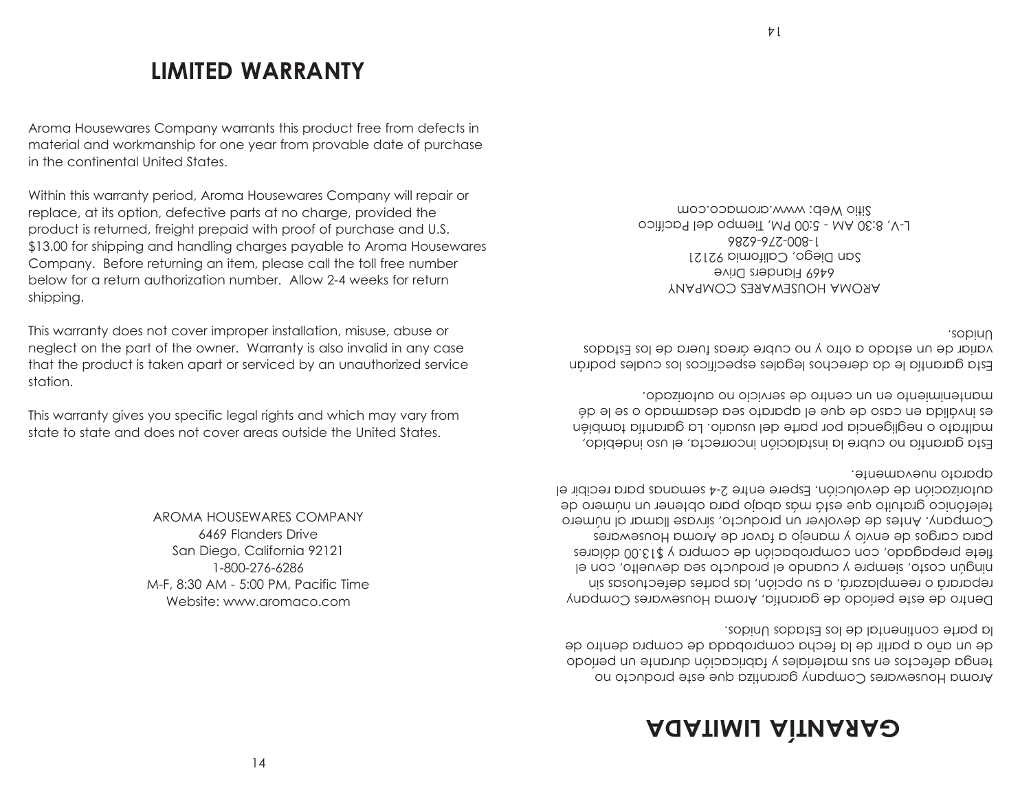# LIMITED WARRANTY

Aroma Housewares Company warrants this product free from defects in material and workmanship for one year from provable date of purchase in the continental United States.

Within this warranty period, Aroma Housewares Company will repair or replace, at its option, defective parts at no charge, provided the product is returned, freight prepaid with proof of purchase and U.S. $13.00 for shipping and handling charges payable to Aroma Housewares Company. Before returning an item, please call the toll free number below for a return authorization number. Allow 2-4 weeks for return shipping.

This warranty does not cover improper installation, misuse, abuse or neglect on the part of the owner. Warranty is also invalid in any case that the product is taken apart or serviced by an unauthorized service station.

This warranty gives you specific legal rights and which may vary from state to state and does not cover areas outside the United States.

AROMA HOUSEWARES COMPANY
6469 Flanders Drive
San Diego, California 92121
1-800-276-6286
M-F, 8:30 AM - 5:00 PM, Pacific Time
Website: www.aromaco.com

# GARANTÍA LIMITADA

Aroma Housewares Company garantiza que este producto no tenga defectos en sus materiales y fabricación durante un período de un año a partir de la fecha comprobada de compra dentro de la parte continental de los Estados Unidos.

Dentro de este período de garantía, Aroma Housewares Company reparará o reemplazará, a su opción, las partes defectuosas sin ningún costo, siempre y cuando el producto sea devuelto, con el flete prepagado, con comprobación de compra y $13.00 dólares para cargos de envío y manejo a favor de Aroma Housewares Company. Antes de devolver un producto, sírvase llamar al número telefónico gratuito que está más abajo para obtener un número de autorización de devolución. Espere entre 2-4 semanas para recibir el aparato nuevamente.

Esta garantía no cubre la instalación incorrecta, el uso indebido, maltrato o negligencia por parte del usuario. La garantía también es inválida en caso de que el aparato sea desarmado o se le dé mantenimiento en un centro de servicio no autorizado.

Esta garantía le da derechos legales específicos los cuales podrán variar de un estado a otro y no cubre áreas fuera de los Estados Unidos.

AROMA HOUSEWARES COMPANY
6469 Flanders Drive
San Diego, California 92121
1-800-276-6286
L-V, 8:30 AM - 5:00 PM, Tiempo del Pacífico
Sitio Web: www.aromaco.com